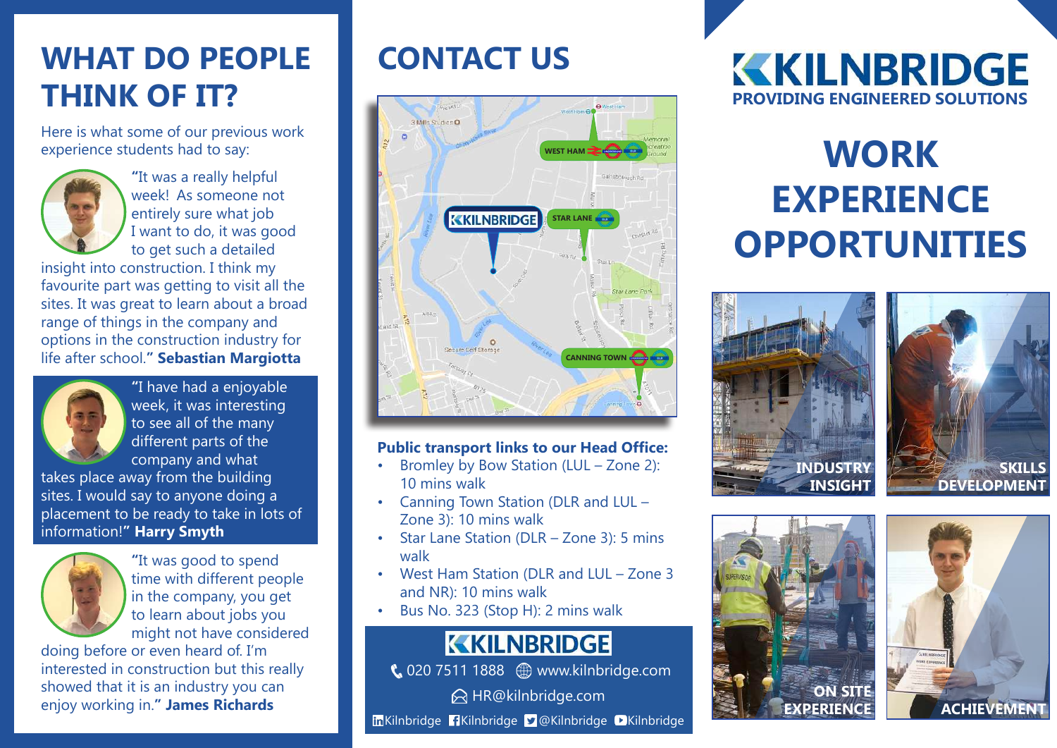# WHAT DO PEOPLE THINK OF IT?

Here is what some of our previous work experience students had to say:

"It was a really helpful week! As someone not entirely sure what job I want to do, it was good to get such a detailed insight into construction. I think my favourite part was getting to visit all the sites. It was great to learn about a broad range of things in the company and options in the construction industry for life after school." **Sebastian Margiotta**

"I have had a enjoyable week, it was interesting to see all of the many different parts of the company and what takes place away from the building sites. I would say to anyone doing a placement to be ready to take in lots of information!" **Harry Smyth**

"It was good to spend time with different people in the company, you get to learn about jobs you might not have considered doing before or even heard of. I'm interested in construction but this really showed that it is an industry you can enjoy working in." **James Richards**

# CONTACT US

**Public transport links to our Head Office:**

- Bromley by Bow Station (LUL – Zone 2): 10 mins walk
- Canning Town Station (DLR and LUL – Zone 3): 10 mins walk
- Star Lane Station (DLR – Zone 3): 5 mins walk
- West Ham Station (DLR and LUL – Zone 3 and NR): 10 mins walk
- Bus No. 323 (Stop H): 2 mins walk

**KILNBRIDGE**

020 7511 1888 www.kilnbridge.com

HR@kilnbridge.com

Kilnbridge Kilnbridge @Kilnbridge Kilnbridge

# KILNBRIDGE

**PROVIDING ENGINEERED SOLUTIONS**

# WORK EXPERIENCE OPPORTUNITIES

INDUSTRY INSIGHT

SKILLS DEVELOPMENT

ON SITE EXPERIENCE

ACHIEVEMENT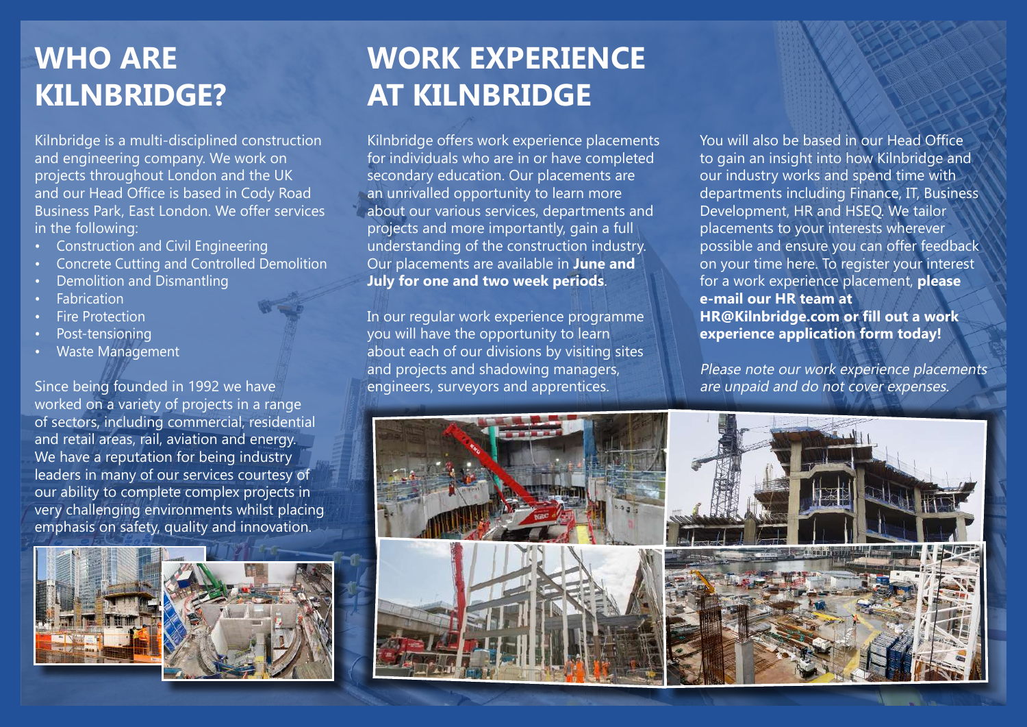## WHO ARE KILNBRIDGE?

Kilnbridge is a multi-disciplined construction and engineering company. We work on projects throughout London and the UK and our Head Office is based in Cody Road Business Park, East London. We offer services in the following:

- Construction and Civil Engineering
- Concrete Cutting and Controlled Demolition
- Demolition and Dismantling
- Fabrication
- Fire Protection
- Post-tensioning
- Waste Management

Since being founded in 1992 we have worked on a variety of projects in a range of sectors, including commercial, residential and retail areas, rail, aviation and energy. We have a reputation for being industry leaders in many of our services courtesy of our ability to complete complex projects in very challenging environments whilst placing emphasis on safety, quality and innovation.

## WORK EXPERIENCE AT KILNBRIDGE

Kilnbridge offers work experience placements for individuals who are in or have completed secondary education. Our placements are an unrivalled opportunity to learn more about our various services, departments and projects and more importantly, gain a full understanding of the construction industry. Our placements are available in **June and July for one and two week periods**.

In our regular work experience programme you will have the opportunity to learn about each of our divisions by visiting sites and projects and shadowing managers, engineers, surveyors and apprentices.

You will also be based in our Head Office to gain an insight into how Kilnbridge and our industry works and spend time with departments including Finance, IT, Business Development, HR and HSEQ. We tailor placements to your interests wherever possible and ensure you can offer feedback on your time here. To register your interest for a work experience placement, **please e-mail our HR team at HR@Kilnbridge.com or fill out a work experience application form today!**

*Please note our work experience placements are unpaid and do not cover expenses.*